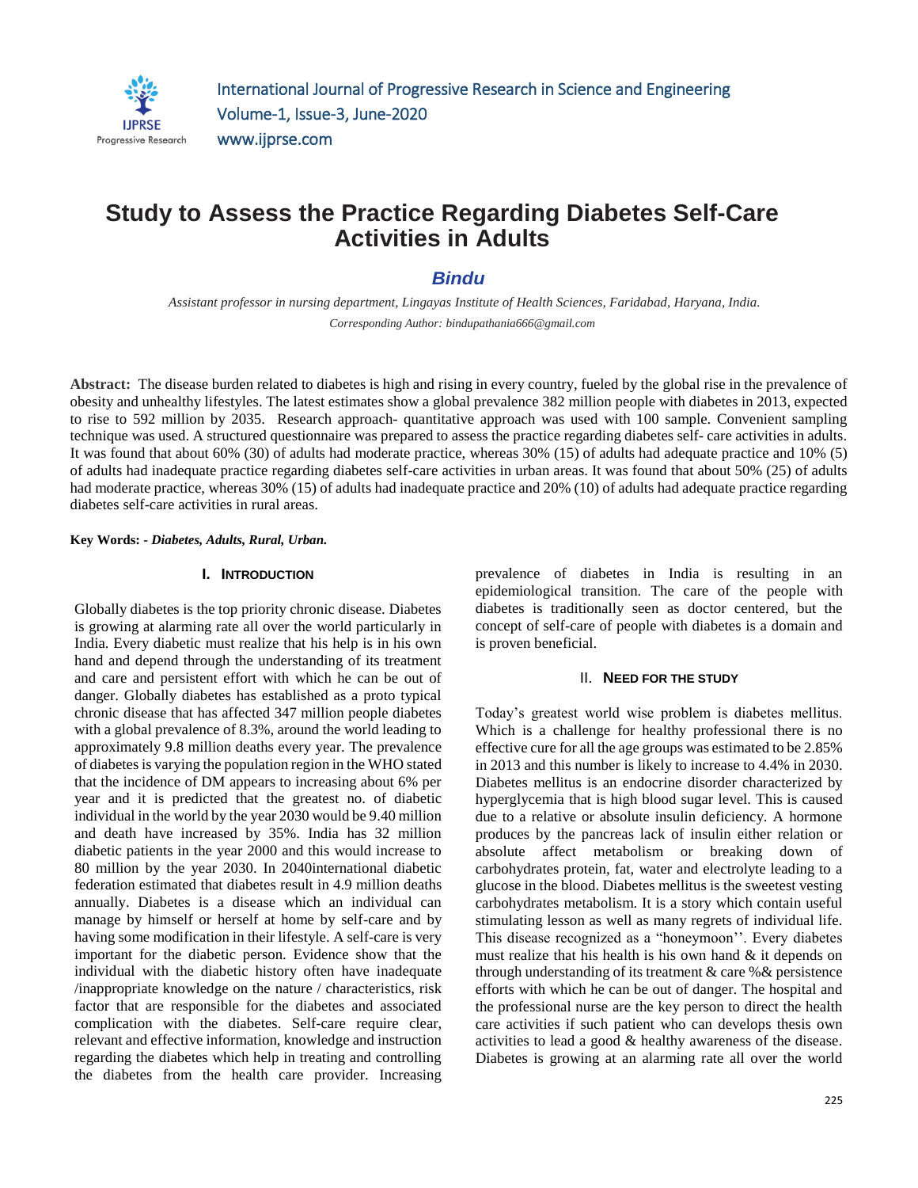# Study to Assess the Practice Regarding Diabetes Self-Care Activities in Adults

***Bindu***

*Assistant professor in nursing department, Lingayas Institute of Health Sciences, Faridabad, Haryana, India.*

*Corresponding Author: bindupathania666@gmail.com*

**Abstract:** The disease burden related to diabetes is high and rising in every country, fueled by the global rise in the prevalence of obesity and unhealthy lifestyles. The latest estimates show a global prevalence 382 million people with diabetes in 2013, expected to rise to 592 million by 2035. Research approach- quantitative approach was used with 100 sample. Convenient sampling technique was used. A structured questionnaire was prepared to assess the practice regarding diabetes self- care activities in adults. It was found that about 60% (30) of adults had moderate practice, whereas 30% (15) of adults had adequate practice and 10% (5) of adults had inadequate practice regarding diabetes self-care activities in urban areas. It was found that about 50% (25) of adults had moderate practice, whereas 30% (15) of adults had inadequate practice and 20% (10) of adults had adequate practice regarding diabetes self-care activities in rural areas.

**Key Words: -** ***Diabetes, Adults, Rural, Urban.***

## I. Introduction

Globally diabetes is the top priority chronic disease. Diabetes is growing at alarming rate all over the world particularly in India. Every diabetic must realize that his help is in his own hand and depend through the understanding of its treatment and care and persistent effort with which he can be out of danger. Globally diabetes has established as a proto typical chronic disease that has affected 347 million people diabetes with a global prevalence of 8.3%, around the world leading to approximately 9.8 million deaths every year. The prevalence of diabetes is varying the population region in the WHO stated that the incidence of DM appears to increasing about 6% per year and it is predicted that the greatest no. of diabetic individual in the world by the year 2030 would be 9.40 million and death have increased by 35%. India has 32 million diabetic patients in the year 2000 and this would increase to 80 million by the year 2030. In 2040international diabetic federation estimated that diabetes result in 4.9 million deaths annually. Diabetes is a disease which an individual can manage by himself or herself at home by self-care and by having some modification in their lifestyle. A self-care is very important for the diabetic person. Evidence show that the individual with the diabetic history often have inadequate /inappropriate knowledge on the nature / characteristics, risk factor that are responsible for the diabetes and associated complication with the diabetes. Self-care require clear, relevant and effective information, knowledge and instruction regarding the diabetes which help in treating and controlling the diabetes from the health care provider. Increasing prevalence of diabetes in India is resulting in an epidemiological transition. The care of the people with diabetes is traditionally seen as doctor centered, but the concept of self-care of people with diabetes is a domain and is proven beneficial.

## II. Need for the Study

Today's greatest world wise problem is diabetes mellitus. Which is a challenge for healthy professional there is no effective cure for all the age groups was estimated to be 2.85% in 2013 and this number is likely to increase to 4.4% in 2030. Diabetes mellitus is an endocrine disorder characterized by hyperglycemia that is high blood sugar level. This is caused due to a relative or absolute insulin deficiency. A hormone produces by the pancreas lack of insulin either relation or absolute affect metabolism or breaking down of carbohydrates protein, fat, water and electrolyte leading to a glucose in the blood. Diabetes mellitus is the sweetest vesting carbohydrates metabolism. It is a story which contain useful stimulating lesson as well as many regrets of individual life. This disease recognized as a "honeymoon''. Every diabetes must realize that his health is his own hand & it depends on through understanding of its treatment & care %& persistence efforts with which he can be out of danger. The hospital and the professional nurse are the key person to direct the health care activities if such patient who can develops thesis own activities to lead a good & healthy awareness of the disease. Diabetes is growing at an alarming rate all over the world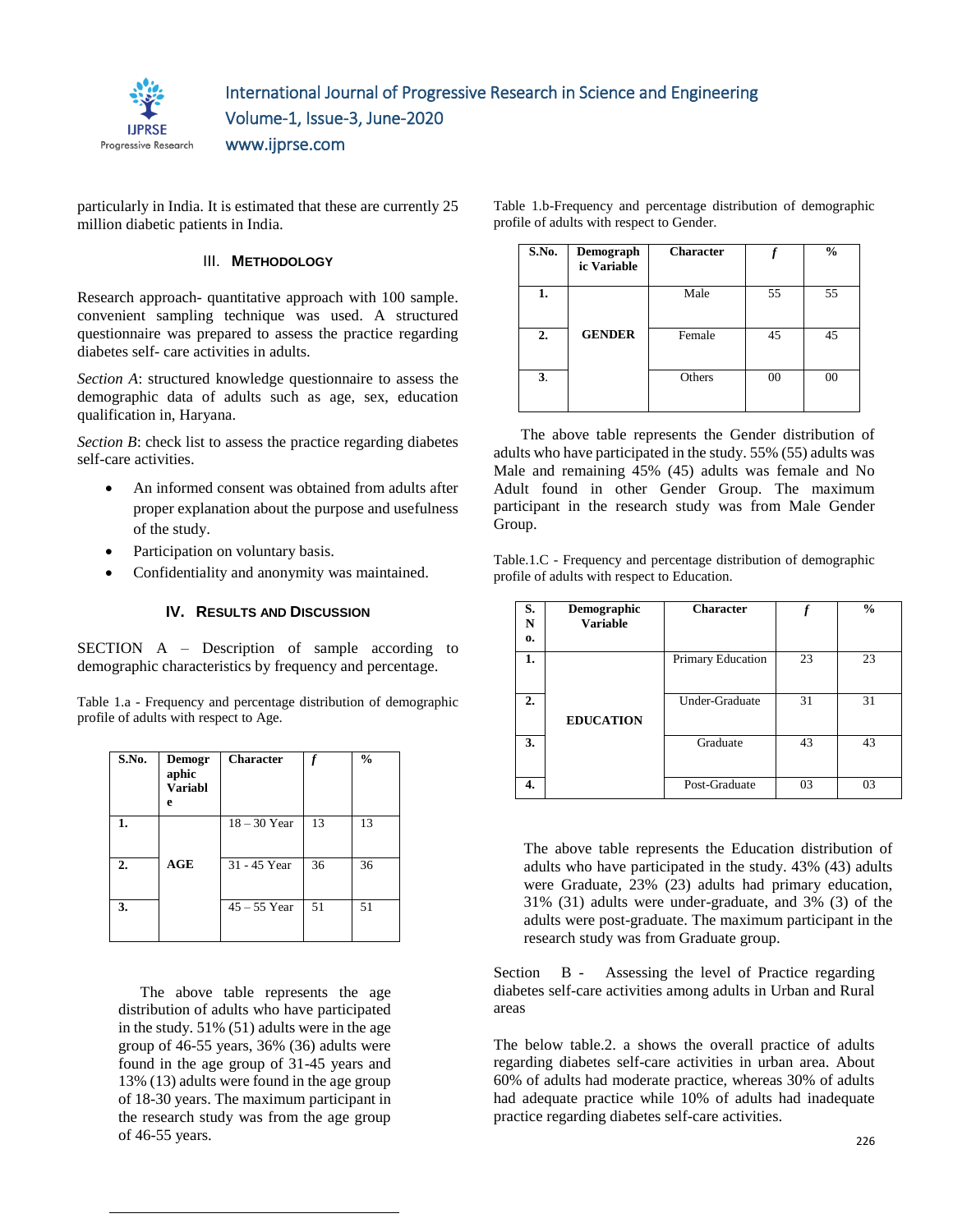particularly in India. It is estimated that these are currently 25 million diabetic patients in India.

## III. METHODOLOGY

Research approach- quantitative approach with 100 sample. convenient sampling technique was used. A structured questionnaire was prepared to assess the practice regarding diabetes self- care activities in adults.

*Section A*: structured knowledge questionnaire to assess the demographic data of adults such as age, sex, education qualification in, Haryana.

*Section B*: check list to assess the practice regarding diabetes self-care activities.

- An informed consent was obtained from adults after proper explanation about the purpose and usefulness of the study.
- Participation on voluntary basis.
- Confidentiality and anonymity was maintained.

## IV. RESULTS AND DISCUSSION

SECTION A – Description of sample according to demographic characteristics by frequency and percentage.

Table 1.a - Frequency and percentage distribution of demographic profile of adults with respect to Age.

| S.No. | Demographic Variable | Character | f | % |
|---|---|---|---|---|
| 1. | AGE | 18 – 30 Year | 13 | 13 |
| 2. | | 31 - 45 Year | 36 | 36 |
| 3. | | 45 – 55 Year | 51 | 51 |

The above table represents the age distribution of adults who have participated in the study. 51% (51) adults were in the age group of 46-55 years, 36% (36) adults were found in the age group of 31-45 years and 13% (13) adults were found in the age group of 18-30 years. The maximum participant in the research study was from the age group of 46-55 years.

Table 1.b-Frequency and percentage distribution of demographic profile of adults with respect to Gender.

| S.No. | Demographic Variable | Character | f | % |
|---|---|---|---|---|
| 1. | GENDER | Male | 55 | 55 |
| 2. | | Female | 45 | 45 |
| 3. | | Others | 00 | 00 |

The above table represents the Gender distribution of adults who have participated in the study. 55% (55) adults was Male and remaining 45% (45) adults was female and No Adult found in other Gender Group. The maximum participant in the research study was from Male Gender Group.

Table.1.C - Frequency and percentage distribution of demographic profile of adults with respect to Education.

| S. No. | Demographic Variable | Character | f | % |
|---|---|---|---|---|
| 1. | EDUCATION | Primary Education | 23 | 23 |
| 2. | | Under-Graduate | 31 | 31 |
| 3. | | Graduate | 43 | 43 |
| 4. | | Post-Graduate | 03 | 03 |

The above table represents the Education distribution of adults who have participated in the study. 43% (43) adults were Graduate, 23% (23) adults had primary education, 31% (31) adults were under-graduate, and 3% (3) of the adults were post-graduate. The maximum participant in the research study was from Graduate group.

Section B - Assessing the level of Practice regarding diabetes self-care activities among adults in Urban and Rural areas

The below table.2. a shows the overall practice of adults regarding diabetes self-care activities in urban area. About 60% of adults had moderate practice, whereas 30% of adults had adequate practice while 10% of adults had inadequate practice regarding diabetes self-care activities.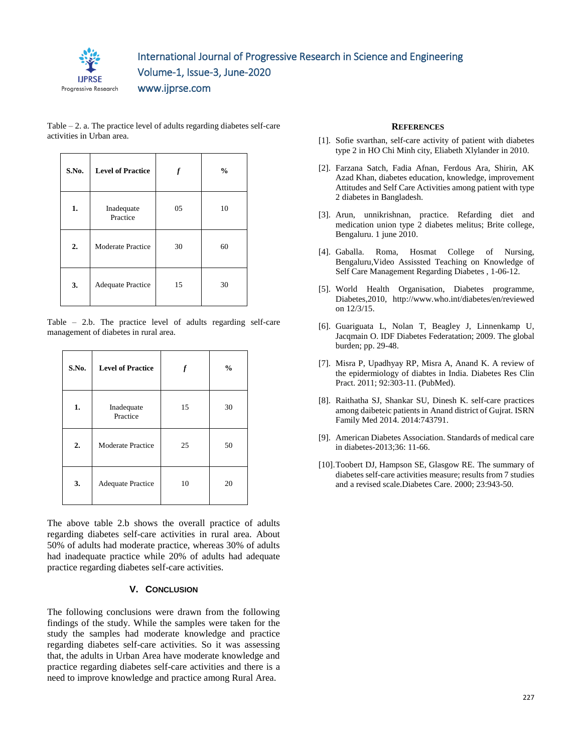Table – 2. a. The practice level of adults regarding diabetes self-care activities in Urban area.

| S.No. | Level of Practice | *f* | % |
|---|---|---|---|
| **1.** | Inadequate Practice | 05 | 10 |
| **2.** | Moderate Practice | 30 | 60 |
| **3.** | Adequate Practice | 15 | 30 |

Table – 2.b. The practice level of adults regarding self-care management of diabetes in rural area.

| S.No. | Level of Practice | *f* | % |
|---|---|---|---|
| **1.** | Inadequate Practice | 15 | 30 |
| **2.** | Moderate Practice | 25 | 50 |
| **3.** | Adequate Practice | 10 | 20 |

The above table 2.b shows the overall practice of adults regarding diabetes self-care activities in rural area. About 50% of adults had moderate practice, whereas 30% of adults had inadequate practice while 20% of adults had adequate practice regarding diabetes self-care activities.

## V. Conclusion

The following conclusions were drawn from the following findings of the study. While the samples were taken for the study the samples had moderate knowledge and practice regarding diabetes self-care activities. So it was assessing that, the adults in Urban Area have moderate knowledge and practice regarding diabetes self-care activities and there is a need to improve knowledge and practice among Rural Area.

## References

[1]. Sofie svarthan, self-care activity of patient with diabetes type 2 in HO Chi Minh city, Eliabeth Xlylander in 2010.

[2]. Farzana Satch, Fadia Afnan, Ferdous Ara, Shirin, AK Azad Khan, diabetes education, knowledge, improvement Attitudes and Self Care Activities among patient with type 2 diabetes in Bangladesh.

[3]. Arun, unnikrishnan, practice. Refarding diet and medication union type 2 diabetes melitus; Brite college, Bengaluru. 1 june 2010.

[4]. Gaballa. Roma, Hosmat College of Nursing, Bengaluru,Video Assissted Teaching on Knowledge of Self Care Management Regarding Diabetes , 1-06-12.

[5]. World Health Organisation, Diabetes programme, Diabetes,2010, http://www.who.int/diabetes/en/reviewed on 12/3/15.

[6]. Guariguata L, Nolan T, Beagley J, Linnenkamp U, Jacqmain O. IDF Diabetes Federatation; 2009. The global burden; pp. 29-48.

[7]. Misra P, Upadhyay RP, Misra A, Anand K. A review of the epidermiology of diabtes in India. Diabetes Res Clin Pract. 2011; 92:303-11. (PubMed).

[8]. Raithatha SJ, Shankar SU, Dinesh K. self-care practices among daibeteic patients in Anand district of Gujrat. ISRN Family Med 2014. 2014:743791.

[9]. American Diabetes Association. Standards of medical care in diabetes-2013;36: 11-66.

[10]. Toobert DJ, Hampson SE, Glasgow RE. The summary of diabetes self-care activities measure; results from 7 studies and a revised scale.Diabetes Care. 2000; 23:943-50.